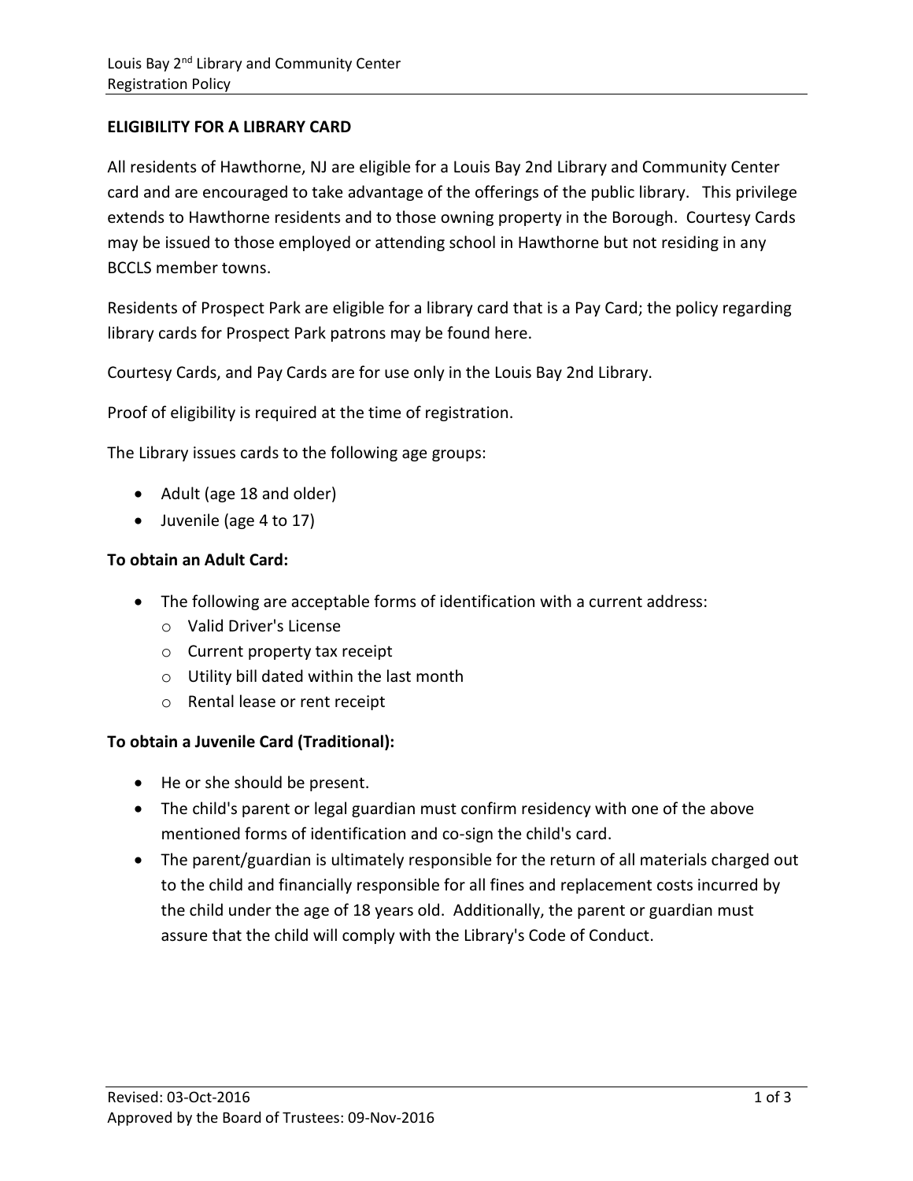## ELIGIBILITY FOR A LIBRARY CARD

All residents of Hawthorne, NJ are eligible for a Louis Bay 2nd Library and Community Center card and are encouraged to take advantage of the offerings of the public library. This privilege extends to Hawthorne residents and to those owning property in the Borough. Courtesy Cards may be issued to those employed or attending school in Hawthorne but not residing in any BCCLS member towns.

Residents of Prospect Park are eligible for a library card that is a Pay Card; the policy regarding library cards for Prospect Park patrons may be found here.

Courtesy Cards, and Pay Cards are for use only in the Louis Bay 2nd Library.

Proof of eligibility is required at the time of registration.

The Library issues cards to the following age groups:

- Adult (age 18 and older)
- Juvenile (age 4 to 17)

### To obtain an Adult Card:

- The following are acceptable forms of identification with a current address:
  - Valid Driver's License
  - Current property tax receipt
  - Utility bill dated within the last month
  - Rental lease or rent receipt

### To obtain a Juvenile Card (Traditional):

- He or she should be present.
- The child's parent or legal guardian must confirm residency with one of the above mentioned forms of identification and co-sign the child's card.
- The parent/guardian is ultimately responsible for the return of all materials charged out to the child and financially responsible for all fines and replacement costs incurred by the child under the age of 18 years old. Additionally, the parent or guardian must assure that the child will comply with the Library's Code of Conduct.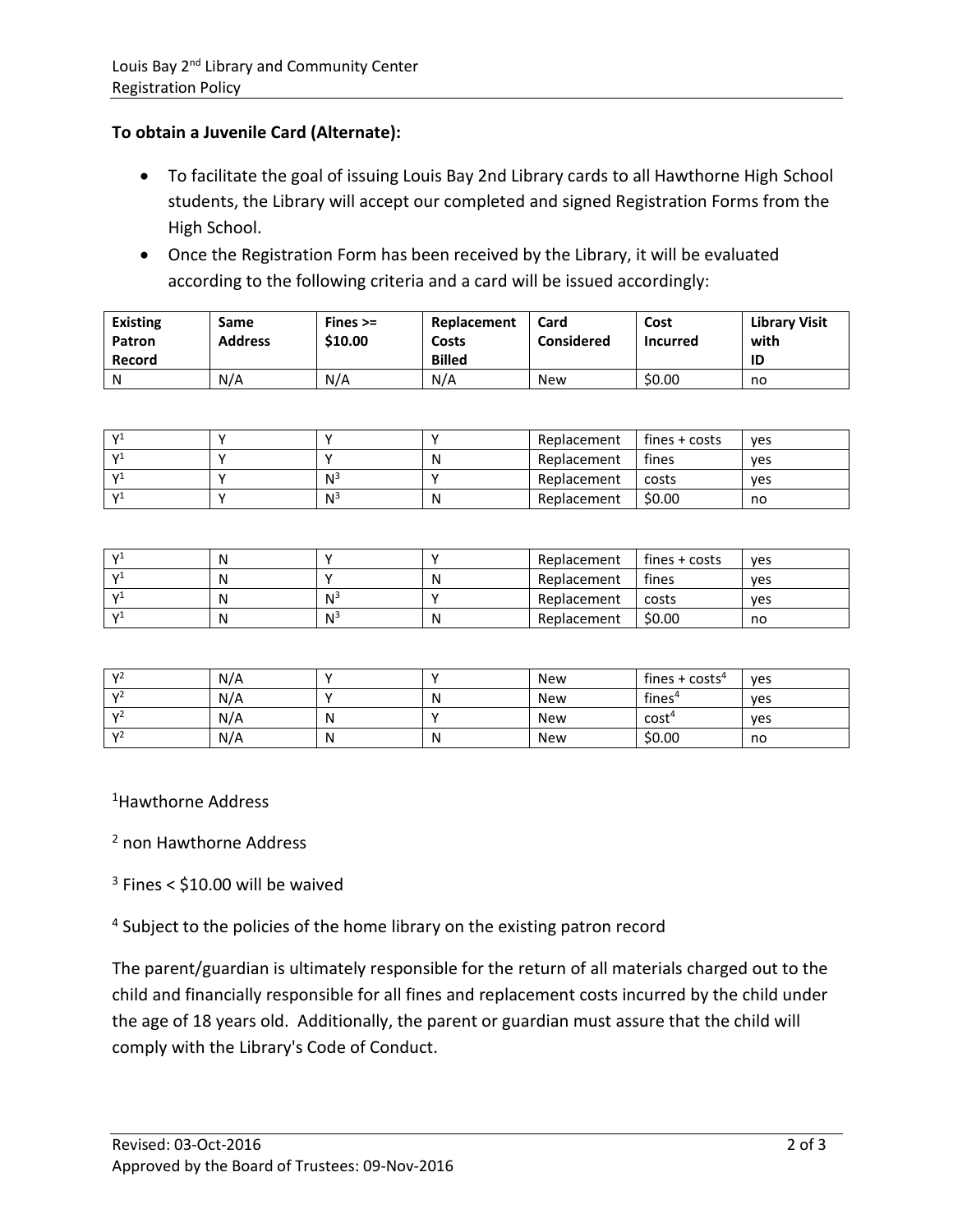**To obtain a Juvenile Card (Alternate):**

- To facilitate the goal of issuing Louis Bay 2nd Library cards to all Hawthorne High School students, the Library will accept our completed and signed Registration Forms from the High School.
- Once the Registration Form has been received by the Library, it will be evaluated according to the following criteria and a card will be issued accordingly:

| Existing Patron Record | Same Address | Fines >= $10.00 | Replacement Costs Billed | Card Considered | Cost Incurred | Library Visit with ID |
|---|---|---|---|---|---|---|
| N | N/A | N/A | N/A | New | $0.00 | no |
| Y[1] | Y | Y | Y | Replacement | fines + costs | yes |
| Y[1] | Y | Y | N | Replacement | fines | yes |
| Y[1] | Y | N[3] | Y | Replacement | costs | yes |
| Y[1] | Y | N[3] | N | Replacement | $0.00 | no |
| Y[1] | N | Y | Y | Replacement | fines + costs | yes |
| Y[1] | N | Y | N | Replacement | fines | yes |
| Y[1] | N | N[3] | Y | Replacement | costs | yes |
| Y[1] | N | N[3] | N | Replacement | $0.00 | no |
| Y[2] | N/A | Y | Y | New | fines + costs[4] | yes |
| Y[2] | N/A | Y | N | New | fines[4] | yes |
| Y[2] | N/A | N | Y | New | cost[4] | yes |
| Y[2] | N/A | N | N | New | $0.00 | no |

[1] Hawthorne Address

[2] non Hawthorne Address

[3] Fines < $10.00 will be waived

[4] Subject to the policies of the home library on the existing patron record

The parent/guardian is ultimately responsible for the return of all materials charged out to the child and financially responsible for all fines and replacement costs incurred by the child under the age of 18 years old. Additionally, the parent or guardian must assure that the child will comply with the Library's Code of Conduct.

Revised: 03-Oct-2016
Approved by the Board of Trustees: 09-Nov-2016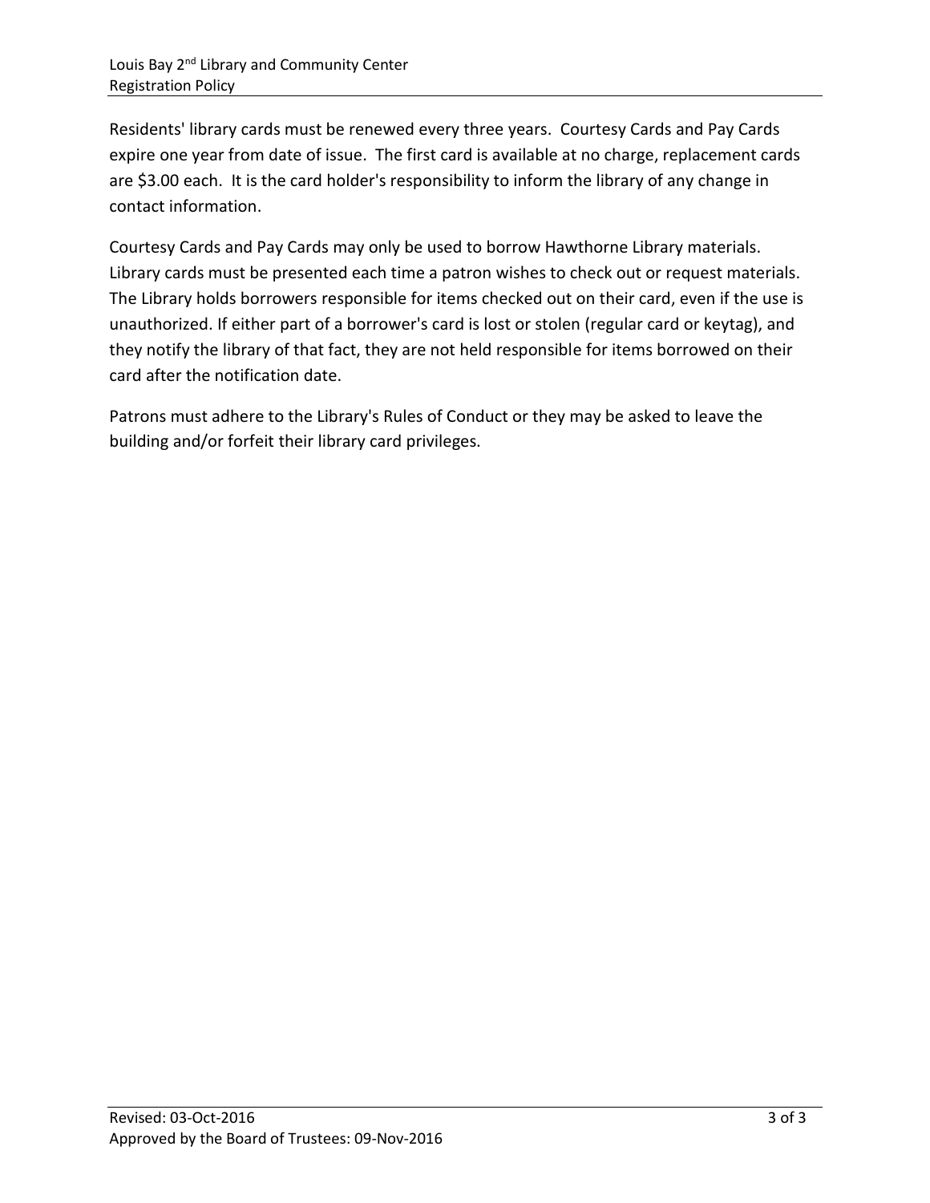Residents' library cards must be renewed every three years. Courtesy Cards and Pay Cards expire one year from date of issue. The first card is available at no charge, replacement cards are $3.00 each. It is the card holder's responsibility to inform the library of any change in contact information.

Courtesy Cards and Pay Cards may only be used to borrow Hawthorne Library materials. Library cards must be presented each time a patron wishes to check out or request materials. The Library holds borrowers responsible for items checked out on their card, even if the use is unauthorized. If either part of a borrower's card is lost or stolen (regular card or keytag), and they notify the library of that fact, they are not held responsible for items borrowed on their card after the notification date.

Patrons must adhere to the Library's Rules of Conduct or they may be asked to leave the building and/or forfeit their library card privileges.

Revised: 03-Oct-2016

Approved by the Board of Trustees: 09-Nov-2016